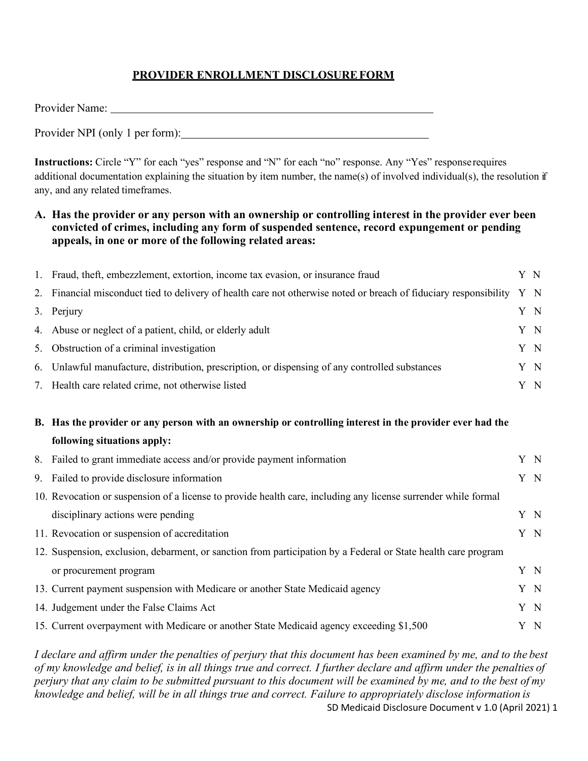## PROVIDER ENROLLMENT DISCLOSURE FORM

Provider Name: ____________________________________________

Provider NPI (only 1 per form): ________________________________

**Instructions:** Circle "Y" for each "yes" response and "N" for each "no" response. Any "Yes" response requires additional documentation explaining the situation by item number, the name(s) of involved individual(s), the resolution if any, and any related timeframes.

**A. Has the provider or any person with an ownership or controlling interest in the provider ever been convicted of crimes, including any form of suspended sentence, record expungement or pending appeals, in one or more of the following related areas:**

1. Fraud, theft, embezzlement, extortion, income tax evasion, or insurance fraud — Y N
2. Financial misconduct tied to delivery of health care not otherwise noted or breach of fiduciary responsibility — Y N
3. Perjury — Y N
4. Abuse or neglect of a patient, child, or elderly adult — Y N
5. Obstruction of a criminal investigation — Y N
6. Unlawful manufacture, distribution, prescription, or dispensing of any controlled substances — Y N
7. Health care related crime, not otherwise listed — Y N

**B. Has the provider or any person with an ownership or controlling interest in the provider ever had the following situations apply:**

8. Failed to grant immediate access and/or provide payment information — Y N
9. Failed to provide disclosure information — Y N
10. Revocation or suspension of a license to provide health care, including any license surrender while formal disciplinary actions were pending — Y N
11. Revocation or suspension of accreditation — Y N
12. Suspension, exclusion, debarment, or sanction from participation by a Federal or State health care program or procurement program — Y N
13. Current payment suspension with Medicare or another State Medicaid agency — Y N
14. Judgement under the False Claims Act — Y N
15. Current overpayment with Medicare or another State Medicaid agency exceeding $1,500 — Y N

*I declare and affirm under the penalties of perjury that this document has been examined by me, and to the best of my knowledge and belief, is in all things true and correct. I further declare and affirm under the penalties of perjury that any claim to be submitted pursuant to this document will be examined by me, and to the best of my knowledge and belief, will be in all things true and correct. Failure to appropriately disclose information is*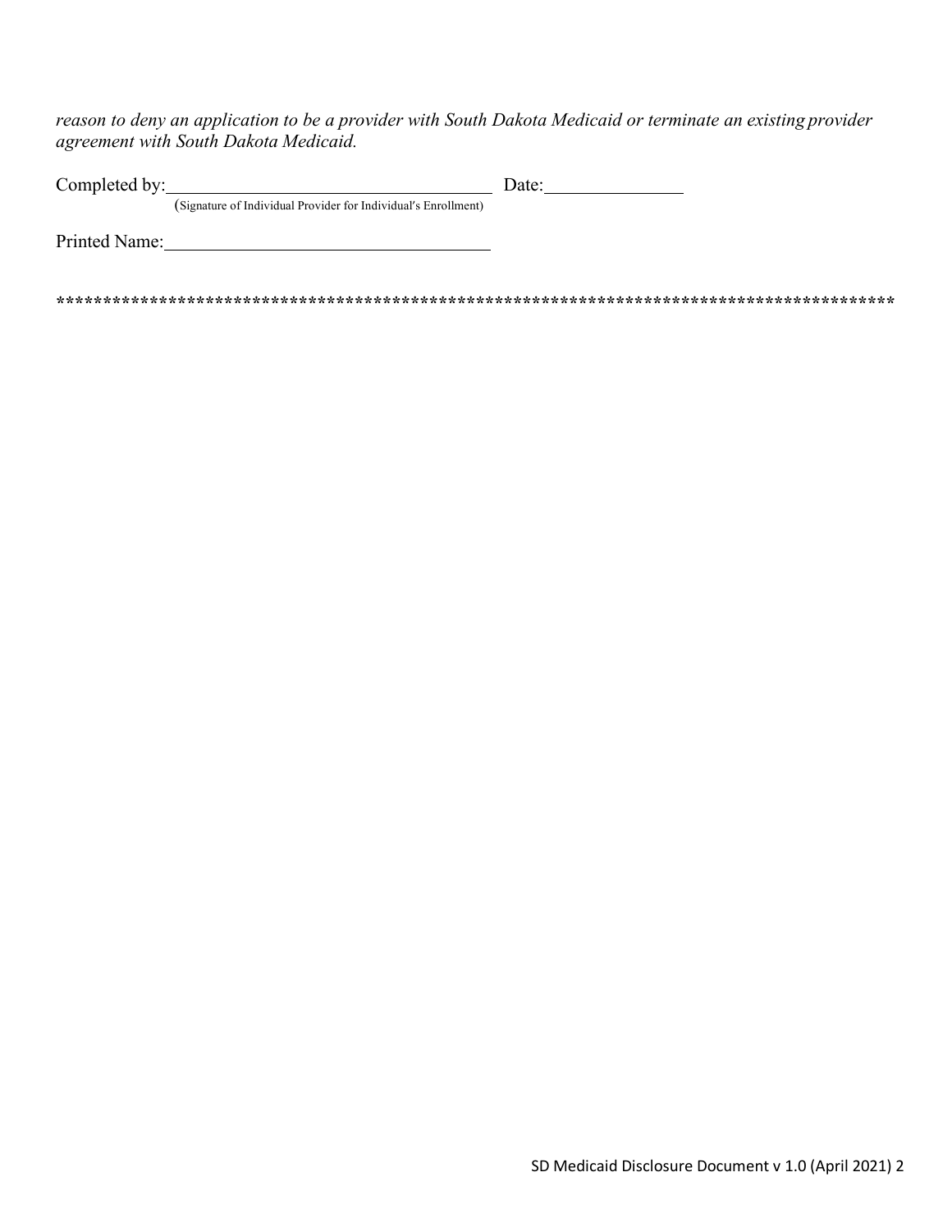*reason to deny an application to be a provider with South Dakota Medicaid or terminate an existing provider agreement with South Dakota Medicaid.*

Completed by:\_\_\_\_\_\_\_\_\_\_\_\_\_\_\_\_\_\_\_\_\_\_\_\_\_\_\_\_\_\_\_\_\_\_\_ Date:\_\_\_\_\_\_\_\_\_\_\_\_\_\_\_
(Signature of Individual Provider for Individual's Enrollment)

Printed Name:\_\_\_\_\_\_\_\_\_\_\_\_\_\_\_\_\_\_\_\_\_\_\_\_\_\_\_\_\_\_\_\_\_\_\_

*******************************************************************************************